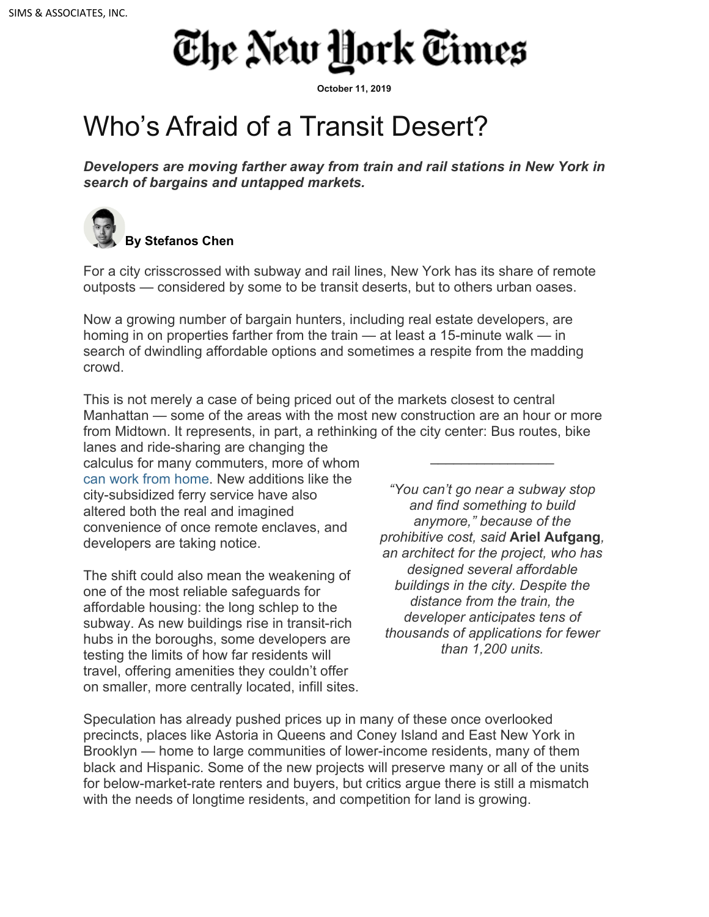# The New York Times

October 11, 2019

# Who's Afraid of a Transit Desert?

***Developers are moving farther away from train and rail stations in New York in search of bargains and untapped markets.***

**By Stefanos Chen**

For a city crisscrossed with subway and rail lines, New York has its share of remote outposts — considered by some to be transit deserts, but to others urban oases.

Now a growing number of bargain hunters, including real estate developers, are homing in on properties farther from the train — at least a 15-minute walk — in search of dwindling affordable options and sometimes a respite from the madding crowd.

This is not merely a case of being priced out of the markets closest to central Manhattan — some of the areas with the most new construction are an hour or more from Midtown. It represents, in part, a rethinking of the city center: Bus routes, bike lanes and ride-sharing are changing the calculus for many commuters, more of whom can work from home. New additions like the city-subsidized ferry service have also altered both the real and imagined convenience of once remote enclaves, and developers are taking notice.

The shift could also mean the weakening of one of the most reliable safeguards for affordable housing: the long schlep to the subway. As new buildings rise in transit-rich hubs in the boroughs, some developers are testing the limits of how far residents will travel, offering amenities they couldn't offer on smaller, more centrally located, infill sites.

---

*"You can't go near a subway stop and find something to build anymore," because of the prohibitive cost, said **Ariel Aufgang**, an architect for the project, who has designed several affordable buildings in the city. Despite the distance from the train, the developer anticipates tens of thousands of applications for fewer than 1,200 units.*

Speculation has already pushed prices up in many of these once overlooked precincts, places like Astoria in Queens and Coney Island and East New York in Brooklyn — home to large communities of lower-income residents, many of them black and Hispanic. Some of the new projects will preserve many or all of the units for below-market-rate renters and buyers, but critics argue there is still a mismatch with the needs of longtime residents, and competition for land is growing.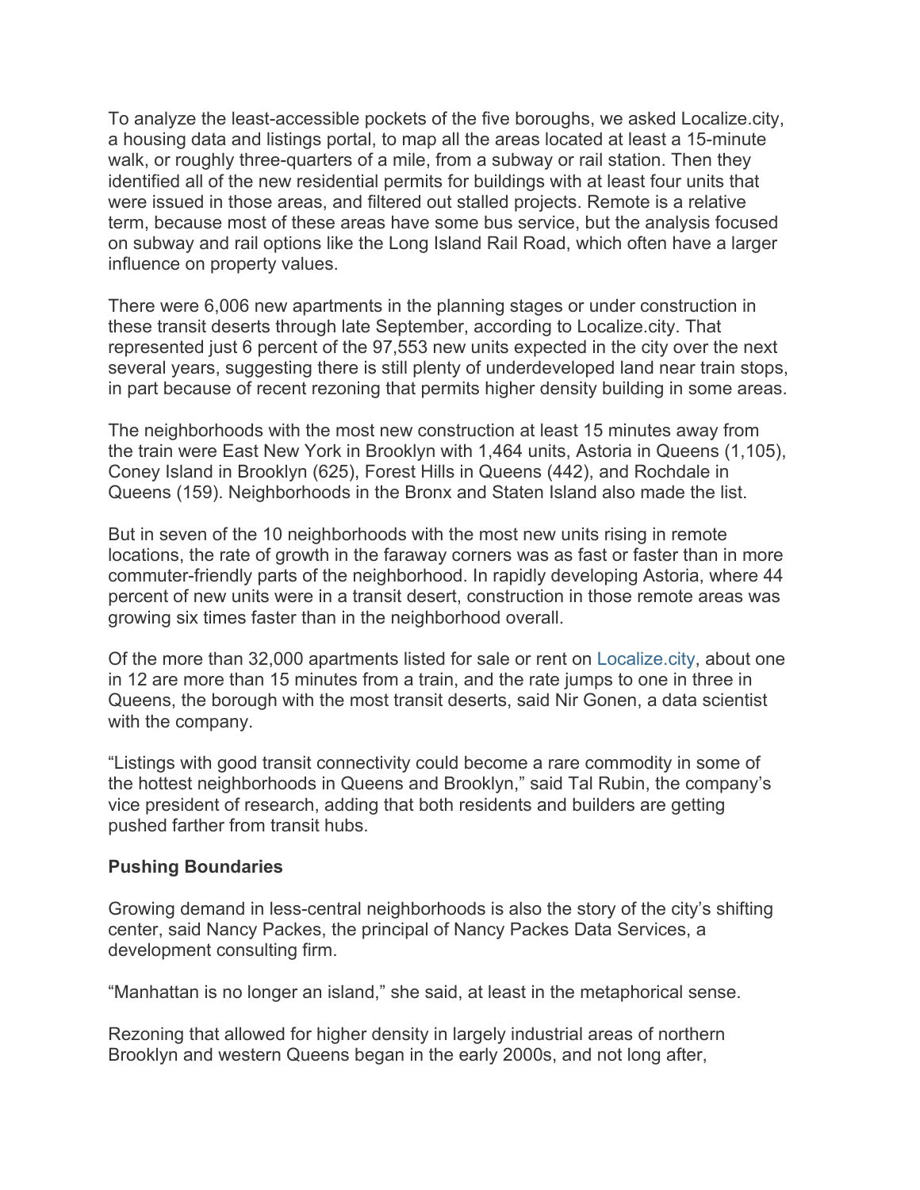To analyze the least-accessible pockets of the five boroughs, we asked Localize.city, a housing data and listings portal, to map all the areas located at least a 15-minute walk, or roughly three-quarters of a mile, from a subway or rail station. Then they identified all of the new residential permits for buildings with at least four units that were issued in those areas, and filtered out stalled projects. Remote is a relative term, because most of these areas have some bus service, but the analysis focused on subway and rail options like the Long Island Rail Road, which often have a larger influence on property values.

There were 6,006 new apartments in the planning stages or under construction in these transit deserts through late September, according to Localize.city. That represented just 6 percent of the 97,553 new units expected in the city over the next several years, suggesting there is still plenty of underdeveloped land near train stops, in part because of recent rezoning that permits higher density building in some areas.

The neighborhoods with the most new construction at least 15 minutes away from the train were East New York in Brooklyn with 1,464 units, Astoria in Queens (1,105), Coney Island in Brooklyn (625), Forest Hills in Queens (442), and Rochdale in Queens (159). Neighborhoods in the Bronx and Staten Island also made the list.

But in seven of the 10 neighborhoods with the most new units rising in remote locations, the rate of growth in the faraway corners was as fast or faster than in more commuter-friendly parts of the neighborhood. In rapidly developing Astoria, where 44 percent of new units were in a transit desert, construction in those remote areas was growing six times faster than in the neighborhood overall.

Of the more than 32,000 apartments listed for sale or rent on Localize.city, about one in 12 are more than 15 minutes from a train, and the rate jumps to one in three in Queens, the borough with the most transit deserts, said Nir Gonen, a data scientist with the company.

"Listings with good transit connectivity could become a rare commodity in some of the hottest neighborhoods in Queens and Brooklyn," said Tal Rubin, the company's vice president of research, adding that both residents and builders are getting pushed farther from transit hubs.

**Pushing Boundaries**

Growing demand in less-central neighborhoods is also the story of the city's shifting center, said Nancy Packes, the principal of Nancy Packes Data Services, a development consulting firm.

"Manhattan is no longer an island," she said, at least in the metaphorical sense.

Rezoning that allowed for higher density in largely industrial areas of northern Brooklyn and western Queens began in the early 2000s, and not long after,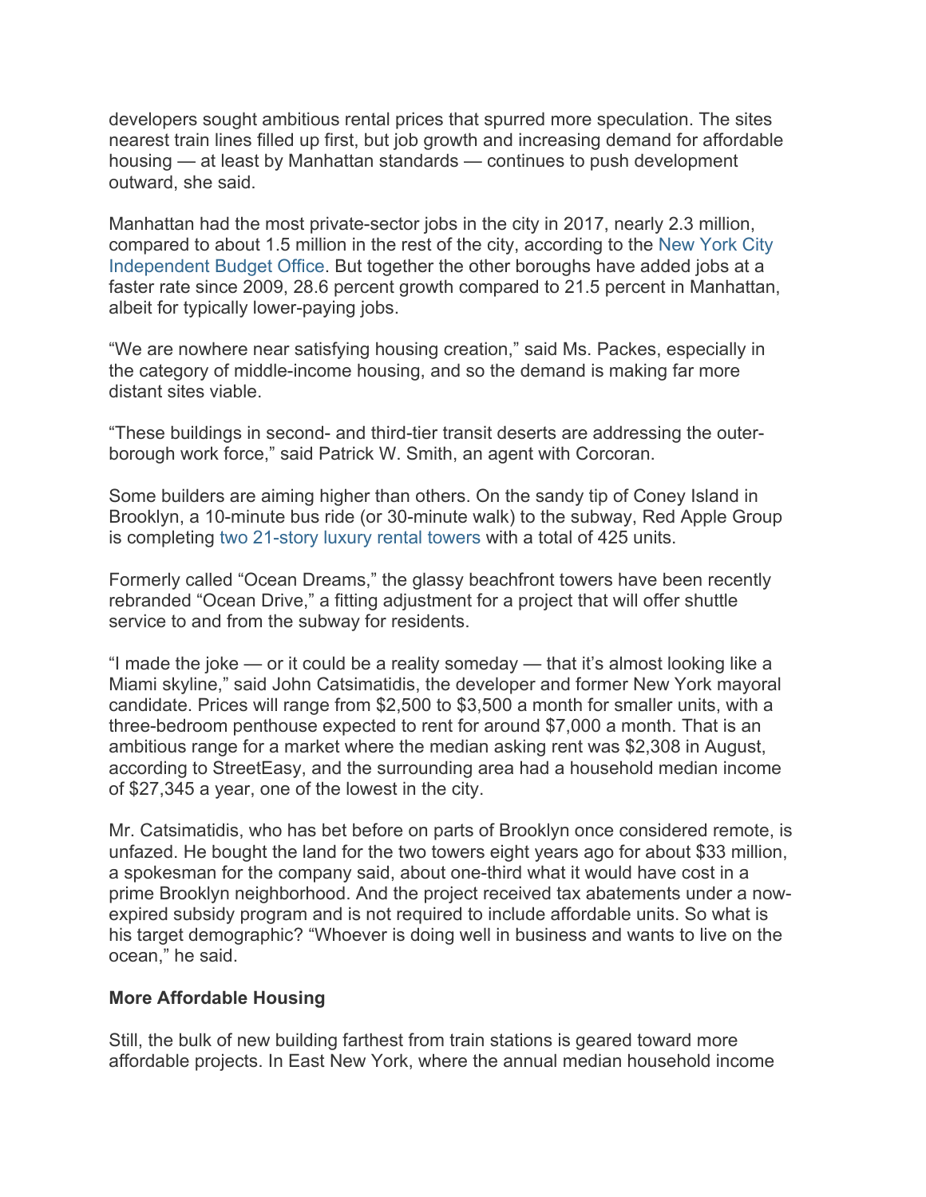developers sought ambitious rental prices that spurred more speculation. The sites nearest train lines filled up first, but job growth and increasing demand for affordable housing — at least by Manhattan standards — continues to push development outward, she said.

Manhattan had the most private-sector jobs in the city in 2017, nearly 2.3 million, compared to about 1.5 million in the rest of the city, according to the New York City Independent Budget Office. But together the other boroughs have added jobs at a faster rate since 2009, 28.6 percent growth compared to 21.5 percent in Manhattan, albeit for typically lower-paying jobs.

"We are nowhere near satisfying housing creation," said Ms. Packes, especially in the category of middle-income housing, and so the demand is making far more distant sites viable.

"These buildings in second- and third-tier transit deserts are addressing the outer-borough work force," said Patrick W. Smith, an agent with Corcoran.

Some builders are aiming higher than others. On the sandy tip of Coney Island in Brooklyn, a 10-minute bus ride (or 30-minute walk) to the subway, Red Apple Group is completing two 21-story luxury rental towers with a total of 425 units.

Formerly called "Ocean Dreams," the glassy beachfront towers have been recently rebranded "Ocean Drive," a fitting adjustment for a project that will offer shuttle service to and from the subway for residents.

"I made the joke — or it could be a reality someday — that it's almost looking like a Miami skyline," said John Catsimatidis, the developer and former New York mayoral candidate. Prices will range from $2,500 to $3,500 a month for smaller units, with a three-bedroom penthouse expected to rent for around $7,000 a month. That is an ambitious range for a market where the median asking rent was $2,308 in August, according to StreetEasy, and the surrounding area had a household median income of $27,345 a year, one of the lowest in the city.

Mr. Catsimatidis, who has bet before on parts of Brooklyn once considered remote, is unfazed. He bought the land for the two towers eight years ago for about $33 million, a spokesman for the company said, about one-third what it would have cost in a prime Brooklyn neighborhood. And the project received tax abatements under a now-expired subsidy program and is not required to include affordable units. So what is his target demographic? "Whoever is doing well in business and wants to live on the ocean," he said.

**More Affordable Housing**

Still, the bulk of new building farthest from train stations is geared toward more affordable projects. In East New York, where the annual median household income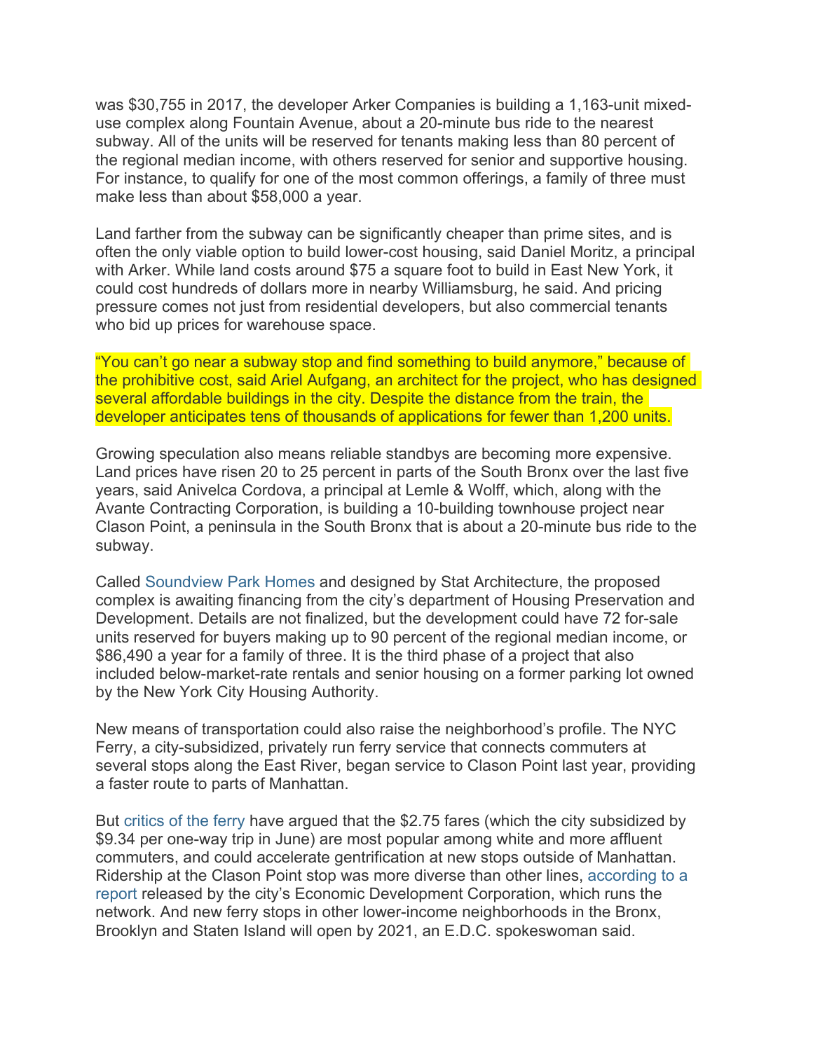was $30,755 in 2017, the developer Arker Companies is building a 1,163-unit mixed-use complex along Fountain Avenue, about a 20-minute bus ride to the nearest subway. All of the units will be reserved for tenants making less than 80 percent of the regional median income, with others reserved for senior and supportive housing. For instance, to qualify for one of the most common offerings, a family of three must make less than about $58,000 a year.

Land farther from the subway can be significantly cheaper than prime sites, and is often the only viable option to build lower-cost housing, said Daniel Moritz, a principal with Arker. While land costs around $75 a square foot to build in East New York, it could cost hundreds of dollars more in nearby Williamsburg, he said. And pricing pressure comes not just from residential developers, but also commercial tenants who bid up prices for warehouse space.

“You can’t go near a subway stop and find something to build anymore,” because of the prohibitive cost, said Ariel Aufgang, an architect for the project, who has designed several affordable buildings in the city. Despite the distance from the train, the developer anticipates tens of thousands of applications for fewer than 1,200 units.

Growing speculation also means reliable standbys are becoming more expensive. Land prices have risen 20 to 25 percent in parts of the South Bronx over the last five years, said Anivelca Cordova, a principal at Lemle & Wolff, which, along with the Avante Contracting Corporation, is building a 10-building townhouse project near Clason Point, a peninsula in the South Bronx that is about a 20-minute bus ride to the subway.

Called Soundview Park Homes and designed by Stat Architecture, the proposed complex is awaiting financing from the city’s department of Housing Preservation and Development. Details are not finalized, but the development could have 72 for-sale units reserved for buyers making up to 90 percent of the regional median income, or $86,490 a year for a family of three. It is the third phase of a project that also included below-market-rate rentals and senior housing on a former parking lot owned by the New York City Housing Authority.

New means of transportation could also raise the neighborhood’s profile. The NYC Ferry, a city-subsidized, privately run ferry service that connects commuters at several stops along the East River, began service to Clason Point last year, providing a faster route to parts of Manhattan.

But critics of the ferry have argued that the $2.75 fares (which the city subsidized by $9.34 per one-way trip in June) are most popular among white and more affluent commuters, and could accelerate gentrification at new stops outside of Manhattan. Ridership at the Clason Point stop was more diverse than other lines, according to a report released by the city’s Economic Development Corporation, which runs the network. And new ferry stops in other lower-income neighborhoods in the Bronx, Brooklyn and Staten Island will open by 2021, an E.D.C. spokeswoman said.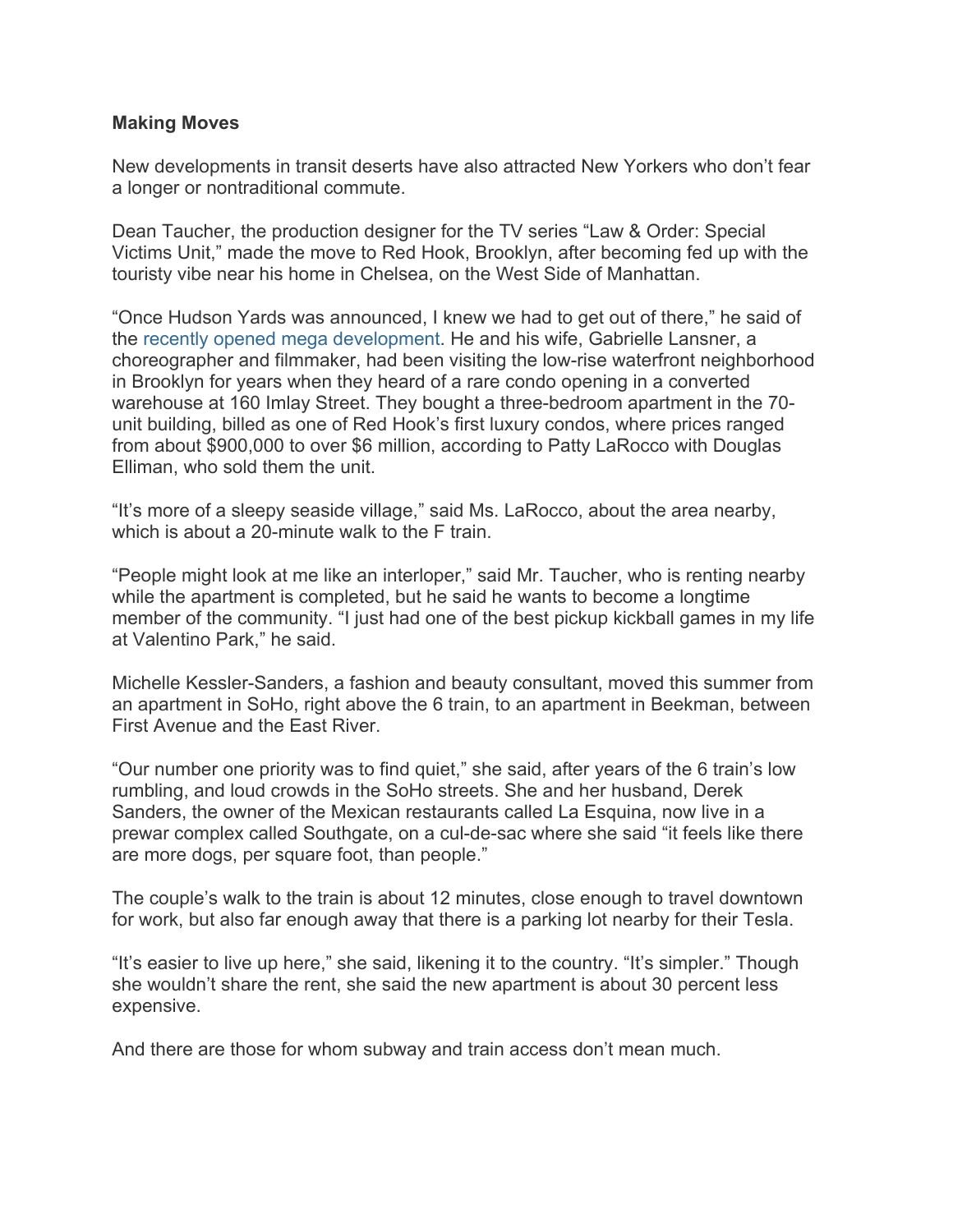**Making Moves**

New developments in transit deserts have also attracted New Yorkers who don't fear a longer or nontraditional commute.

Dean Taucher, the production designer for the TV series "Law & Order: Special Victims Unit," made the move to Red Hook, Brooklyn, after becoming fed up with the touristy vibe near his home in Chelsea, on the West Side of Manhattan.

"Once Hudson Yards was announced, I knew we had to get out of there," he said of the recently opened mega development. He and his wife, Gabrielle Lansner, a choreographer and filmmaker, had been visiting the low-rise waterfront neighborhood in Brooklyn for years when they heard of a rare condo opening in a converted warehouse at 160 Imlay Street. They bought a three-bedroom apartment in the 70-unit building, billed as one of Red Hook's first luxury condos, where prices ranged from about $900,000 to over $6 million, according to Patty LaRocco with Douglas Elliman, who sold them the unit.

"It's more of a sleepy seaside village," said Ms. LaRocco, about the area nearby, which is about a 20-minute walk to the F train.

"People might look at me like an interloper," said Mr. Taucher, who is renting nearby while the apartment is completed, but he said he wants to become a longtime member of the community. "I just had one of the best pickup kickball games in my life at Valentino Park," he said.

Michelle Kessler-Sanders, a fashion and beauty consultant, moved this summer from an apartment in SoHo, right above the 6 train, to an apartment in Beekman, between First Avenue and the East River.

"Our number one priority was to find quiet," she said, after years of the 6 train's low rumbling, and loud crowds in the SoHo streets. She and her husband, Derek Sanders, the owner of the Mexican restaurants called La Esquina, now live in a prewar complex called Southgate, on a cul-de-sac where she said "it feels like there are more dogs, per square foot, than people."

The couple's walk to the train is about 12 minutes, close enough to travel downtown for work, but also far enough away that there is a parking lot nearby for their Tesla.

"It's easier to live up here," she said, likening it to the country. "It's simpler." Though she wouldn't share the rent, she said the new apartment is about 30 percent less expensive.

And there are those for whom subway and train access don't mean much.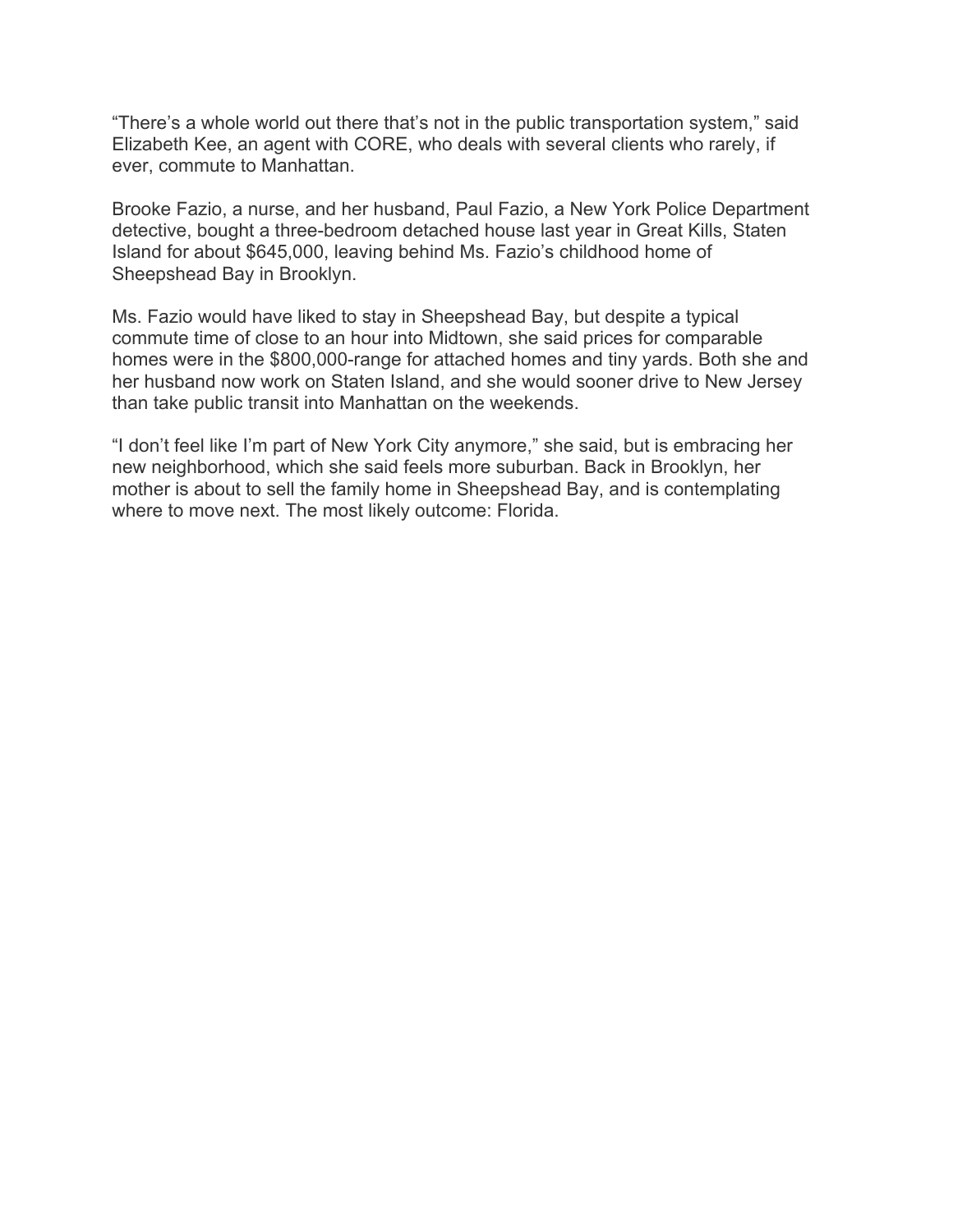“There’s a whole world out there that’s not in the public transportation system,” said Elizabeth Kee, an agent with CORE, who deals with several clients who rarely, if ever, commute to Manhattan.

Brooke Fazio, a nurse, and her husband, Paul Fazio, a New York Police Department detective, bought a three-bedroom detached house last year in Great Kills, Staten Island for about $645,000, leaving behind Ms. Fazio’s childhood home of Sheepshead Bay in Brooklyn.

Ms. Fazio would have liked to stay in Sheepshead Bay, but despite a typical commute time of close to an hour into Midtown, she said prices for comparable homes were in the $800,000-range for attached homes and tiny yards. Both she and her husband now work on Staten Island, and she would sooner drive to New Jersey than take public transit into Manhattan on the weekends.

“I don’t feel like I’m part of New York City anymore,” she said, but is embracing her new neighborhood, which she said feels more suburban. Back in Brooklyn, her mother is about to sell the family home in Sheepshead Bay, and is contemplating where to move next. The most likely outcome: Florida.